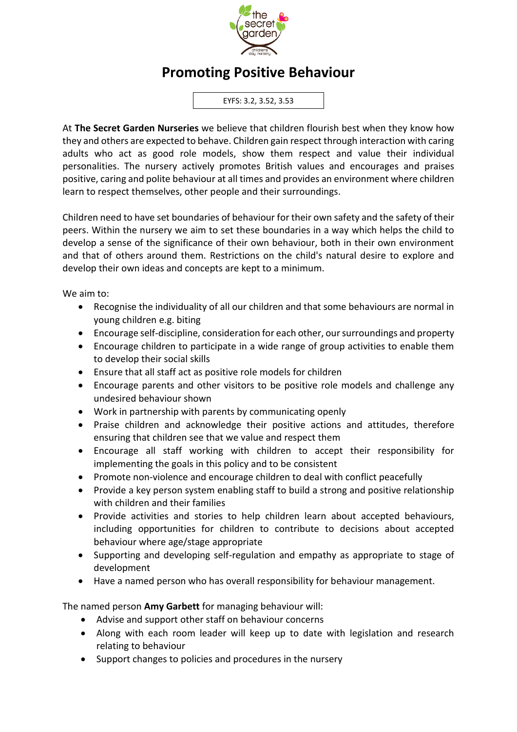# Promoting Positive Behaviour

EYFS: 3.2, 3.52, 3.53

At **The Secret Garden Nurseries** we believe that children flourish best when they know how they and others are expected to behave. Children gain respect through interaction with caring adults who act as good role models, show them respect and value their individual personalities. The nursery actively promotes British values and encourages and praises positive, caring and polite behaviour at all times and provides an environment where children learn to respect themselves, other people and their surroundings.

Children need to have set boundaries of behaviour for their own safety and the safety of their peers. Within the nursery we aim to set these boundaries in a way which helps the child to develop a sense of the significance of their own behaviour, both in their own environment and that of others around them. Restrictions on the child's natural desire to explore and develop their own ideas and concepts are kept to a minimum.

We aim to:

- Recognise the individuality of all our children and that some behaviours are normal in young children e.g. biting
- Encourage self-discipline, consideration for each other, our surroundings and property
- Encourage children to participate in a wide range of group activities to enable them to develop their social skills
- Ensure that all staff act as positive role models for children
- Encourage parents and other visitors to be positive role models and challenge any undesired behaviour shown
- Work in partnership with parents by communicating openly
- Praise children and acknowledge their positive actions and attitudes, therefore ensuring that children see that we value and respect them
- Encourage all staff working with children to accept their responsibility for implementing the goals in this policy and to be consistent
- Promote non-violence and encourage children to deal with conflict peacefully
- Provide a key person system enabling staff to build a strong and positive relationship with children and their families
- Provide activities and stories to help children learn about accepted behaviours, including opportunities for children to contribute to decisions about accepted behaviour where age/stage appropriate
- Supporting and developing self-regulation and empathy as appropriate to stage of development
- Have a named person who has overall responsibility for behaviour management.

The named person **Amy Garbett** for managing behaviour will:

- Advise and support other staff on behaviour concerns
- Along with each room leader will keep up to date with legislation and research relating to behaviour
- Support changes to policies and procedures in the nursery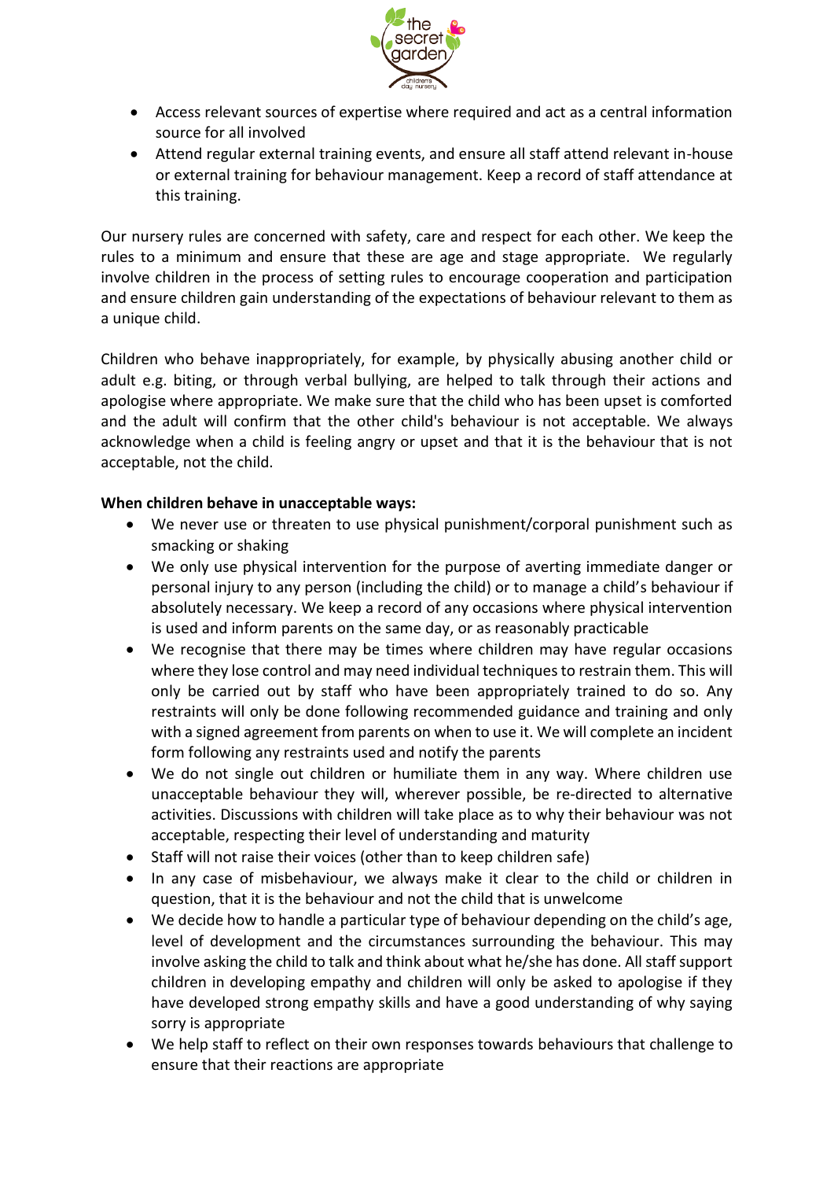- Access relevant sources of expertise where required and act as a central information source for all involved
- Attend regular external training events, and ensure all staff attend relevant in-house or external training for behaviour management. Keep a record of staff attendance at this training.

Our nursery rules are concerned with safety, care and respect for each other. We keep the rules to a minimum and ensure that these are age and stage appropriate. We regularly involve children in the process of setting rules to encourage cooperation and participation and ensure children gain understanding of the expectations of behaviour relevant to them as a unique child.

Children who behave inappropriately, for example, by physically abusing another child or adult e.g. biting, or through verbal bullying, are helped to talk through their actions and apologise where appropriate. We make sure that the child who has been upset is comforted and the adult will confirm that the other child's behaviour is not acceptable. We always acknowledge when a child is feeling angry or upset and that it is the behaviour that is not acceptable, not the child.

**When children behave in unacceptable ways:**

- We never use or threaten to use physical punishment/corporal punishment such as smacking or shaking
- We only use physical intervention for the purpose of averting immediate danger or personal injury to any person (including the child) or to manage a child's behaviour if absolutely necessary. We keep a record of any occasions where physical intervention is used and inform parents on the same day, or as reasonably practicable
- We recognise that there may be times where children may have regular occasions where they lose control and may need individual techniques to restrain them. This will only be carried out by staff who have been appropriately trained to do so. Any restraints will only be done following recommended guidance and training and only with a signed agreement from parents on when to use it. We will complete an incident form following any restraints used and notify the parents
- We do not single out children or humiliate them in any way. Where children use unacceptable behaviour they will, wherever possible, be re-directed to alternative activities. Discussions with children will take place as to why their behaviour was not acceptable, respecting their level of understanding and maturity
- Staff will not raise their voices (other than to keep children safe)
- In any case of misbehaviour, we always make it clear to the child or children in question, that it is the behaviour and not the child that is unwelcome
- We decide how to handle a particular type of behaviour depending on the child's age, level of development and the circumstances surrounding the behaviour. This may involve asking the child to talk and think about what he/she has done. All staff support children in developing empathy and children will only be asked to apologise if they have developed strong empathy skills and have a good understanding of why saying sorry is appropriate
- We help staff to reflect on their own responses towards behaviours that challenge to ensure that their reactions are appropriate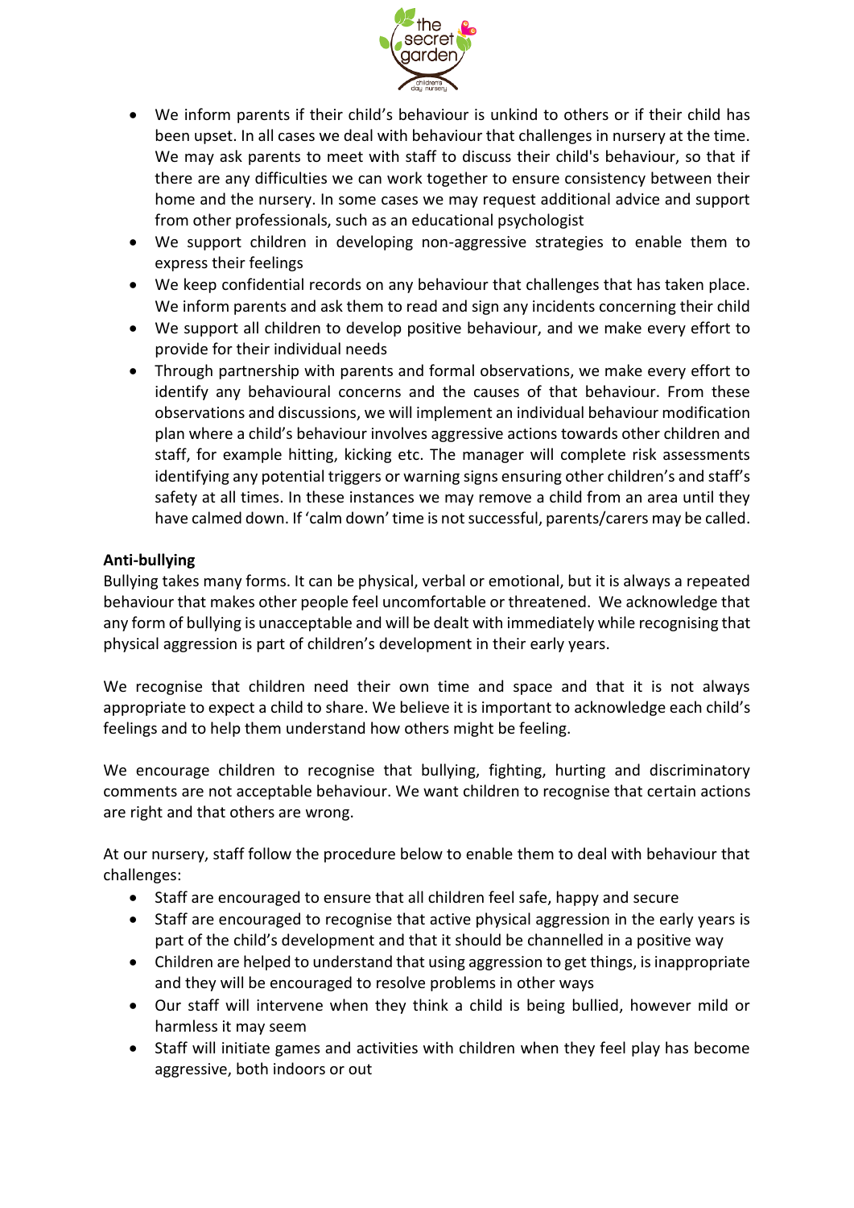- We inform parents if their child's behaviour is unkind to others or if their child has been upset. In all cases we deal with behaviour that challenges in nursery at the time. We may ask parents to meet with staff to discuss their child's behaviour, so that if there are any difficulties we can work together to ensure consistency between their home and the nursery. In some cases we may request additional advice and support from other professionals, such as an educational psychologist
- We support children in developing non-aggressive strategies to enable them to express their feelings
- We keep confidential records on any behaviour that challenges that has taken place. We inform parents and ask them to read and sign any incidents concerning their child
- We support all children to develop positive behaviour, and we make every effort to provide for their individual needs
- Through partnership with parents and formal observations, we make every effort to identify any behavioural concerns and the causes of that behaviour. From these observations and discussions, we will implement an individual behaviour modification plan where a child's behaviour involves aggressive actions towards other children and staff, for example hitting, kicking etc. The manager will complete risk assessments identifying any potential triggers or warning signs ensuring other children's and staff's safety at all times. In these instances we may remove a child from an area until they have calmed down. If 'calm down' time is not successful, parents/carers may be called.

**Anti-bullying**

Bullying takes many forms. It can be physical, verbal or emotional, but it is always a repeated behaviour that makes other people feel uncomfortable or threatened. We acknowledge that any form of bullying is unacceptable and will be dealt with immediately while recognising that physical aggression is part of children's development in their early years.

We recognise that children need their own time and space and that it is not always appropriate to expect a child to share. We believe it is important to acknowledge each child's feelings and to help them understand how others might be feeling.

We encourage children to recognise that bullying, fighting, hurting and discriminatory comments are not acceptable behaviour. We want children to recognise that certain actions are right and that others are wrong.

At our nursery, staff follow the procedure below to enable them to deal with behaviour that challenges:

- Staff are encouraged to ensure that all children feel safe, happy and secure
- Staff are encouraged to recognise that active physical aggression in the early years is part of the child's development and that it should be channelled in a positive way
- Children are helped to understand that using aggression to get things, is inappropriate and they will be encouraged to resolve problems in other ways
- Our staff will intervene when they think a child is being bullied, however mild or harmless it may seem
- Staff will initiate games and activities with children when they feel play has become aggressive, both indoors or out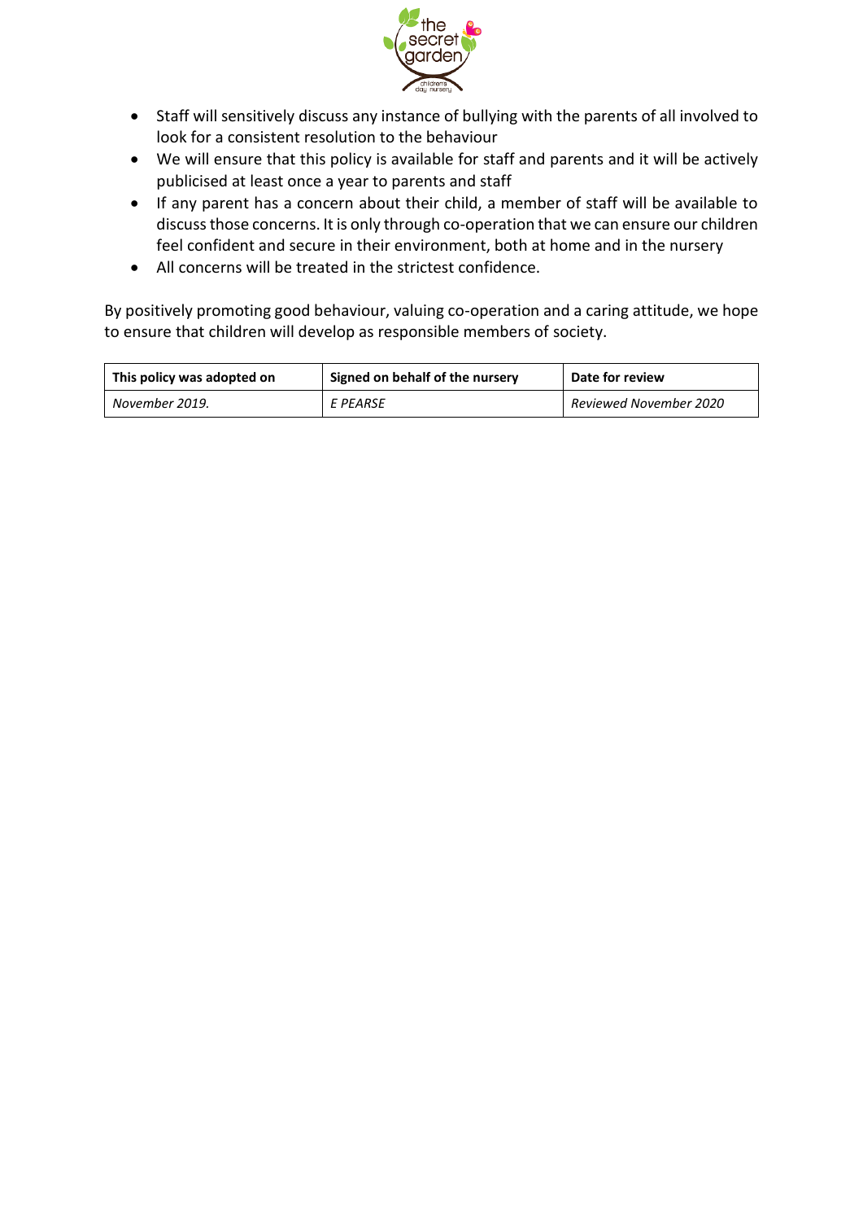- Staff will sensitively discuss any instance of bullying with the parents of all involved to look for a consistent resolution to the behaviour
- We will ensure that this policy is available for staff and parents and it will be actively publicised at least once a year to parents and staff
- If any parent has a concern about their child, a member of staff will be available to discuss those concerns. It is only through co-operation that we can ensure our children feel confident and secure in their environment, both at home and in the nursery
- All concerns will be treated in the strictest confidence.

By positively promoting good behaviour, valuing co-operation and a caring attitude, we hope to ensure that children will develop as responsible members of society.

| **This policy was adopted on** | **Signed on behalf of the nursery** | **Date for review** |
|---|---|---|
| *November 2019.* | *E PEARSE* | *Reviewed November 2020* |